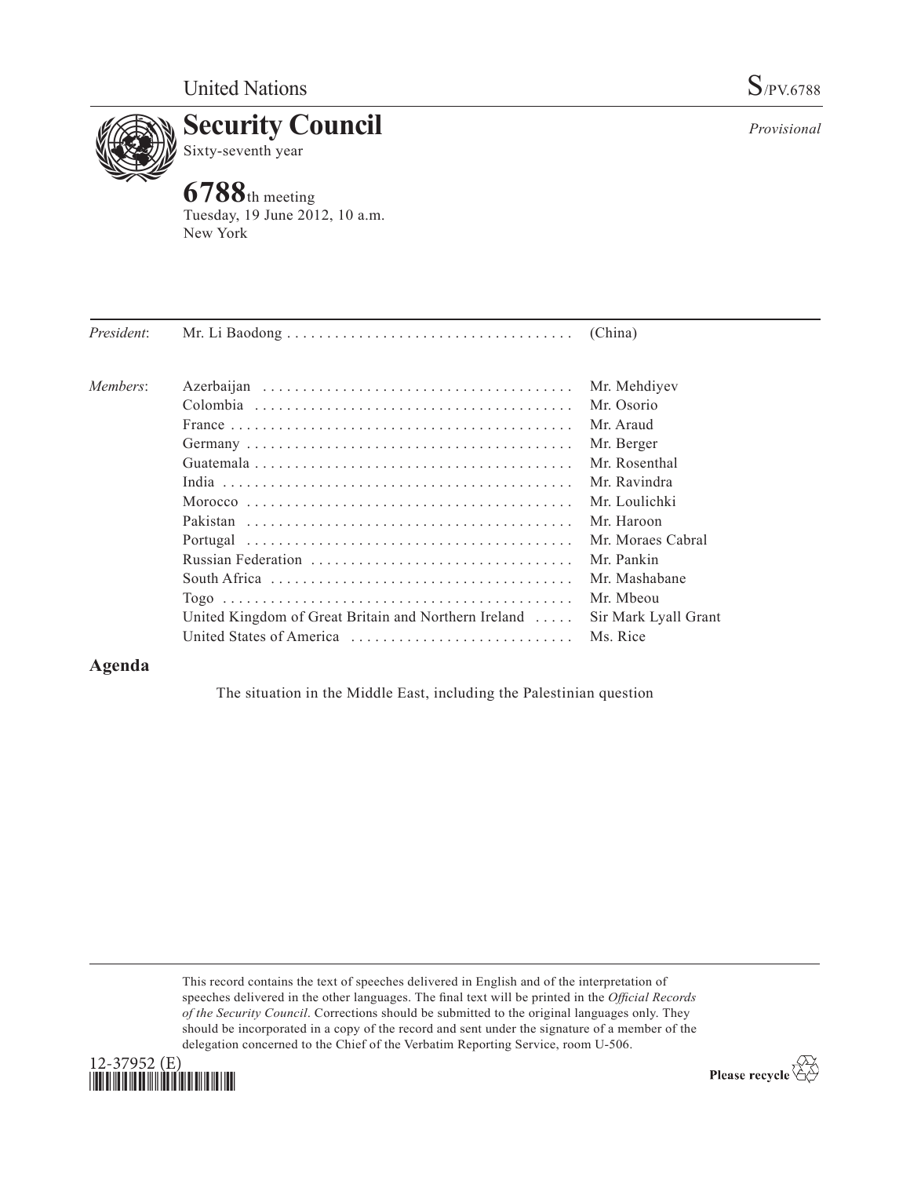United Nations S/PV.6788

# Security Council

Sixty-seventh year

*Provisional*

## 6788th meeting

Tuesday, 19 June 2012, 10 a.m.
New York

| | | |
|---|---|---|
| *President*: | Mr. Li Baodong | (China) |
| *Members*: | Azerbaijan | Mr. Mehdiyev |
| | Colombia | Mr. Osorio |
| | France | Mr. Araud |
| | Germany | Mr. Berger |
| | Guatemala | Mr. Rosenthal |
| | India | Mr. Ravindra |
| | Morocco | Mr. Loulichki |
| | Pakistan | Mr. Haroon |
| | Portugal | Mr. Moraes Cabral |
| | Russian Federation | Mr. Pankin |
| | South Africa | Mr. Mashabane |
| | Togo | Mr. Mbeou |
| | United Kingdom of Great Britain and Northern Ireland | Sir Mark Lyall Grant |
| | United States of America | Ms. Rice |

## Agenda

The situation in the Middle East, including the Palestinian question

This record contains the text of speeches delivered in English and of the interpretation of speeches delivered in the other languages. The final text will be printed in the *Official Records of the Security Council*. Corrections should be submitted to the original languages only. They should be incorporated in a copy of the record and sent under the signature of a member of the delegation concerned to the Chief of the Verbatim Reporting Service, room U-506.

12-37952 (E)

Please recycle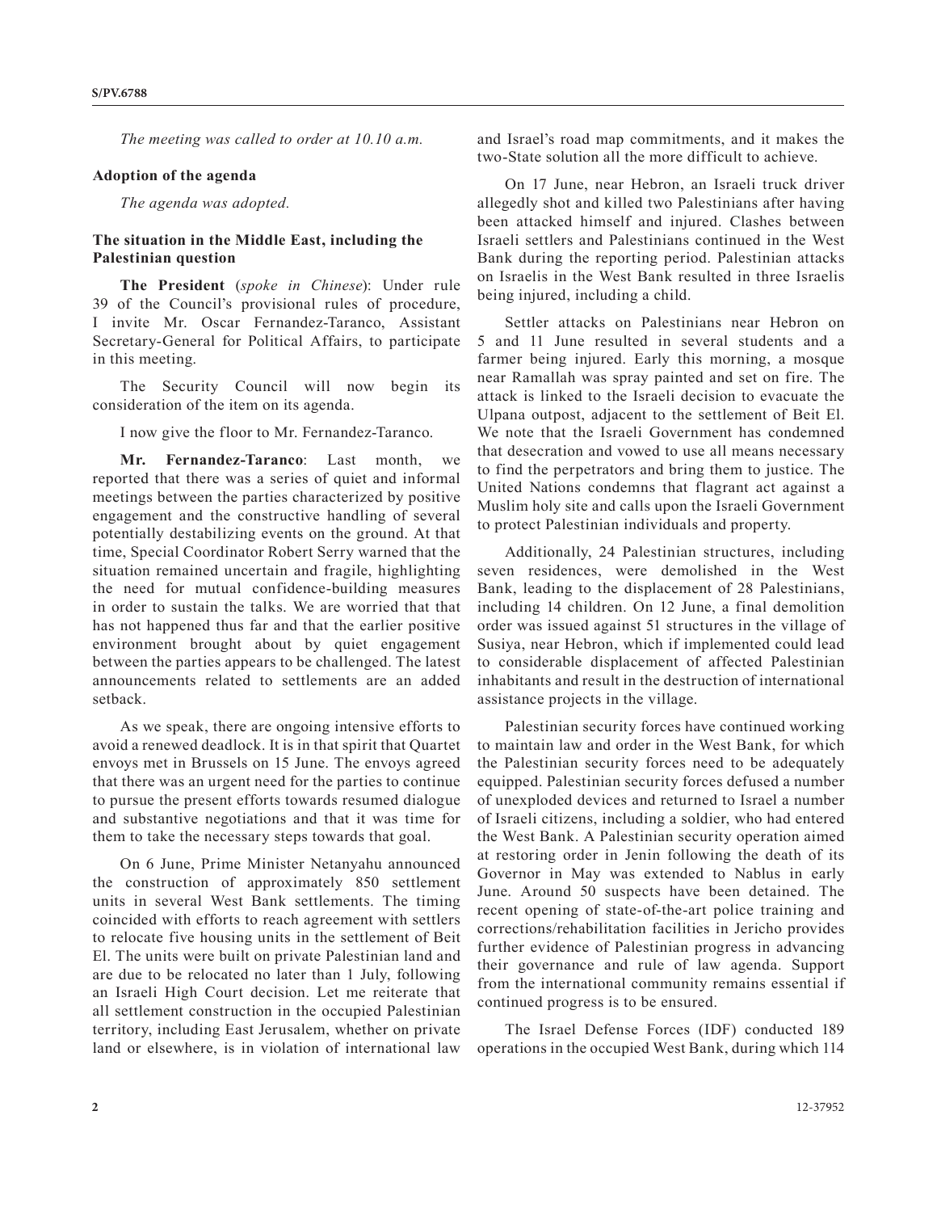*The meeting was called to order at 10.10 a.m.*

**Adoption of the agenda**

*The agenda was adopted.*

**The situation in the Middle East, including the Palestinian question**

**The President** (*spoke in Chinese*): Under rule 39 of the Council's provisional rules of procedure, I invite Mr. Oscar Fernandez-Taranco, Assistant Secretary-General for Political Affairs, to participate in this meeting.

The Security Council will now begin its consideration of the item on its agenda.

I now give the floor to Mr. Fernandez-Taranco.

**Mr. Fernandez-Taranco**: Last month, we reported that there was a series of quiet and informal meetings between the parties characterized by positive engagement and the constructive handling of several potentially destabilizing events on the ground. At that time, Special Coordinator Robert Serry warned that the situation remained uncertain and fragile, highlighting the need for mutual confidence-building measures in order to sustain the talks. We are worried that that has not happened thus far and that the earlier positive environment brought about by quiet engagement between the parties appears to be challenged. The latest announcements related to settlements are an added setback.

As we speak, there are ongoing intensive efforts to avoid a renewed deadlock. It is in that spirit that Quartet envoys met in Brussels on 15 June. The envoys agreed that there was an urgent need for the parties to continue to pursue the present efforts towards resumed dialogue and substantive negotiations and that it was time for them to take the necessary steps towards that goal.

On 6 June, Prime Minister Netanyahu announced the construction of approximately 850 settlement units in several West Bank settlements. The timing coincided with efforts to reach agreement with settlers to relocate five housing units in the settlement of Beit El. The units were built on private Palestinian land and are due to be relocated no later than 1 July, following an Israeli High Court decision. Let me reiterate that all settlement construction in the occupied Palestinian territory, including East Jerusalem, whether on private land or elsewhere, is in violation of international law and Israel's road map commitments, and it makes the two-State solution all the more difficult to achieve.

On 17 June, near Hebron, an Israeli truck driver allegedly shot and killed two Palestinians after having been attacked himself and injured. Clashes between Israeli settlers and Palestinians continued in the West Bank during the reporting period. Palestinian attacks on Israelis in the West Bank resulted in three Israelis being injured, including a child.

Settler attacks on Palestinians near Hebron on 5 and 11 June resulted in several students and a farmer being injured. Early this morning, a mosque near Ramallah was spray painted and set on fire. The attack is linked to the Israeli decision to evacuate the Ulpana outpost, adjacent to the settlement of Beit El. We note that the Israeli Government has condemned that desecration and vowed to use all means necessary to find the perpetrators and bring them to justice. The United Nations condemns that flagrant act against a Muslim holy site and calls upon the Israeli Government to protect Palestinian individuals and property.

Additionally, 24 Palestinian structures, including seven residences, were demolished in the West Bank, leading to the displacement of 28 Palestinians, including 14 children. On 12 June, a final demolition order was issued against 51 structures in the village of Susiya, near Hebron, which if implemented could lead to considerable displacement of affected Palestinian inhabitants and result in the destruction of international assistance projects in the village.

Palestinian security forces have continued working to maintain law and order in the West Bank, for which the Palestinian security forces need to be adequately equipped. Palestinian security forces defused a number of unexploded devices and returned to Israel a number of Israeli citizens, including a soldier, who had entered the West Bank. A Palestinian security operation aimed at restoring order in Jenin following the death of its Governor in May was extended to Nablus in early June. Around 50 suspects have been detained. The recent opening of state-of-the-art police training and corrections/rehabilitation facilities in Jericho provides further evidence of Palestinian progress in advancing their governance and rule of law agenda. Support from the international community remains essential if continued progress is to be ensured.

The Israel Defense Forces (IDF) conducted 189 operations in the occupied West Bank, during which 114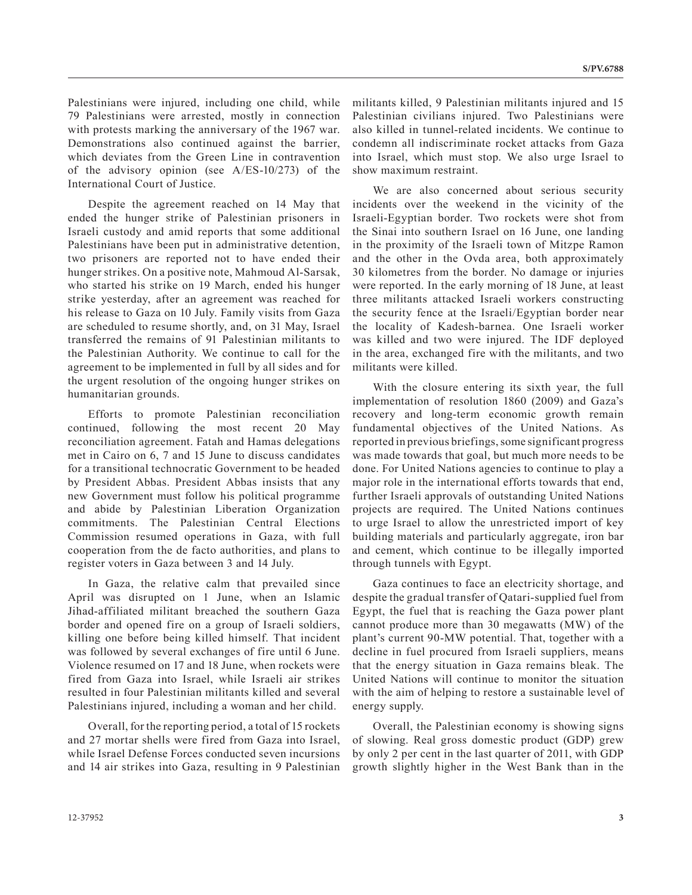Palestinians were injured, including one child, while 79 Palestinians were arrested, mostly in connection with protests marking the anniversary of the 1967 war. Demonstrations also continued against the barrier, which deviates from the Green Line in contravention of the advisory opinion (see A/ES-10/273) of the International Court of Justice.

Despite the agreement reached on 14 May that ended the hunger strike of Palestinian prisoners in Israeli custody and amid reports that some additional Palestinians have been put in administrative detention, two prisoners are reported not to have ended their hunger strikes. On a positive note, Mahmoud Al-Sarsak, who started his strike on 19 March, ended his hunger strike yesterday, after an agreement was reached for his release to Gaza on 10 July. Family visits from Gaza are scheduled to resume shortly, and, on 31 May, Israel transferred the remains of 91 Palestinian militants to the Palestinian Authority. We continue to call for the agreement to be implemented in full by all sides and for the urgent resolution of the ongoing hunger strikes on humanitarian grounds.

Efforts to promote Palestinian reconciliation continued, following the most recent 20 May reconciliation agreement. Fatah and Hamas delegations met in Cairo on 6, 7 and 15 June to discuss candidates for a transitional technocratic Government to be headed by President Abbas. President Abbas insists that any new Government must follow his political programme and abide by Palestinian Liberation Organization commitments. The Palestinian Central Elections Commission resumed operations in Gaza, with full cooperation from the de facto authorities, and plans to register voters in Gaza between 3 and 14 July.

In Gaza, the relative calm that prevailed since April was disrupted on 1 June, when an Islamic Jihad-affiliated militant breached the southern Gaza border and opened fire on a group of Israeli soldiers, killing one before being killed himself. That incident was followed by several exchanges of fire until 6 June. Violence resumed on 17 and 18 June, when rockets were fired from Gaza into Israel, while Israeli air strikes resulted in four Palestinian militants killed and several Palestinians injured, including a woman and her child.

Overall, for the reporting period, a total of 15 rockets and 27 mortar shells were fired from Gaza into Israel, while Israel Defense Forces conducted seven incursions and 14 air strikes into Gaza, resulting in 9 Palestinian militants killed, 9 Palestinian militants injured and 15 Palestinian civilians injured. Two Palestinians were also killed in tunnel-related incidents. We continue to condemn all indiscriminate rocket attacks from Gaza into Israel, which must stop. We also urge Israel to show maximum restraint.

We are also concerned about serious security incidents over the weekend in the vicinity of the Israeli-Egyptian border. Two rockets were shot from the Sinai into southern Israel on 16 June, one landing in the proximity of the Israeli town of Mitzpe Ramon and the other in the Ovda area, both approximately 30 kilometres from the border. No damage or injuries were reported. In the early morning of 18 June, at least three militants attacked Israeli workers constructing the security fence at the Israeli/Egyptian border near the locality of Kadesh-barnea. One Israeli worker was killed and two were injured. The IDF deployed in the area, exchanged fire with the militants, and two militants were killed.

With the closure entering its sixth year, the full implementation of resolution 1860 (2009) and Gaza's recovery and long-term economic growth remain fundamental objectives of the United Nations. As reported in previous briefings, some significant progress was made towards that goal, but much more needs to be done. For United Nations agencies to continue to play a major role in the international efforts towards that end, further Israeli approvals of outstanding United Nations projects are required. The United Nations continues to urge Israel to allow the unrestricted import of key building materials and particularly aggregate, iron bar and cement, which continue to be illegally imported through tunnels with Egypt.

Gaza continues to face an electricity shortage, and despite the gradual transfer of Qatari-supplied fuel from Egypt, the fuel that is reaching the Gaza power plant cannot produce more than 30 megawatts (MW) of the plant's current 90-MW potential. That, together with a decline in fuel procured from Israeli suppliers, means that the energy situation in Gaza remains bleak. The United Nations will continue to monitor the situation with the aim of helping to restore a sustainable level of energy supply.

Overall, the Palestinian economy is showing signs of slowing. Real gross domestic product (GDP) grew by only 2 per cent in the last quarter of 2011, with GDP growth slightly higher in the West Bank than in the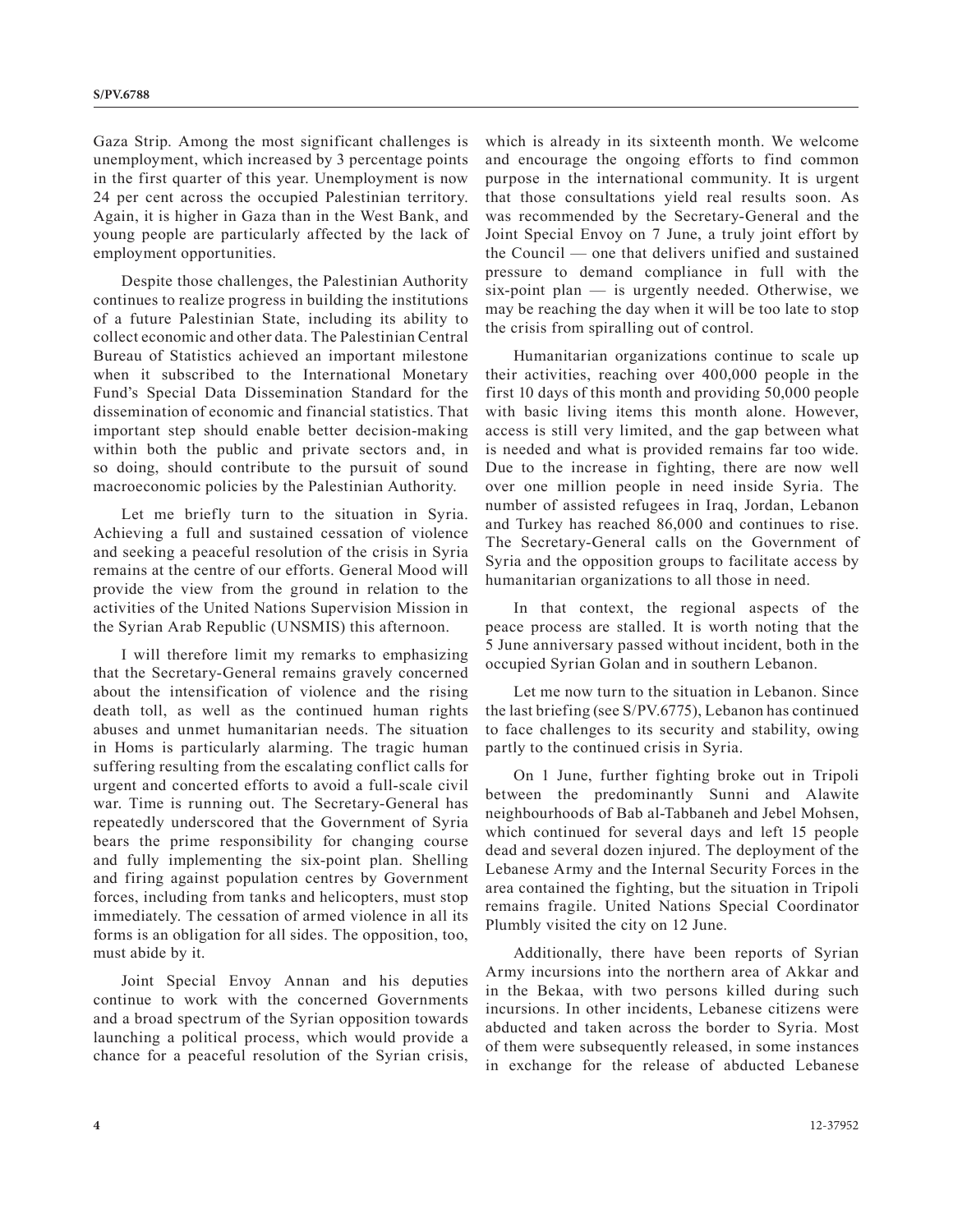Gaza Strip. Among the most significant challenges is unemployment, which increased by 3 percentage points in the first quarter of this year. Unemployment is now 24 per cent across the occupied Palestinian territory. Again, it is higher in Gaza than in the West Bank, and young people are particularly affected by the lack of employment opportunities.

Despite those challenges, the Palestinian Authority continues to realize progress in building the institutions of a future Palestinian State, including its ability to collect economic and other data. The Palestinian Central Bureau of Statistics achieved an important milestone when it subscribed to the International Monetary Fund's Special Data Dissemination Standard for the dissemination of economic and financial statistics. That important step should enable better decision-making within both the public and private sectors and, in so doing, should contribute to the pursuit of sound macroeconomic policies by the Palestinian Authority.

Let me briefly turn to the situation in Syria. Achieving a full and sustained cessation of violence and seeking a peaceful resolution of the crisis in Syria remains at the centre of our efforts. General Mood will provide the view from the ground in relation to the activities of the United Nations Supervision Mission in the Syrian Arab Republic (UNSMIS) this afternoon.

I will therefore limit my remarks to emphasizing that the Secretary-General remains gravely concerned about the intensification of violence and the rising death toll, as well as the continued human rights abuses and unmet humanitarian needs. The situation in Homs is particularly alarming. The tragic human suffering resulting from the escalating conflict calls for urgent and concerted efforts to avoid a full-scale civil war. Time is running out. The Secretary-General has repeatedly underscored that the Government of Syria bears the prime responsibility for changing course and fully implementing the six-point plan. Shelling and firing against population centres by Government forces, including from tanks and helicopters, must stop immediately. The cessation of armed violence in all its forms is an obligation for all sides. The opposition, too, must abide by it.

Joint Special Envoy Annan and his deputies continue to work with the concerned Governments and a broad spectrum of the Syrian opposition towards launching a political process, which would provide a chance for a peaceful resolution of the Syrian crisis, which is already in its sixteenth month. We welcome and encourage the ongoing efforts to find common purpose in the international community. It is urgent that those consultations yield real results soon. As was recommended by the Secretary-General and the Joint Special Envoy on 7 June, a truly joint effort by the Council — one that delivers unified and sustained pressure to demand compliance in full with the six-point plan — is urgently needed. Otherwise, we may be reaching the day when it will be too late to stop the crisis from spiralling out of control.

Humanitarian organizations continue to scale up their activities, reaching over 400,000 people in the first 10 days of this month and providing 50,000 people with basic living items this month alone. However, access is still very limited, and the gap between what is needed and what is provided remains far too wide. Due to the increase in fighting, there are now well over one million people in need inside Syria. The number of assisted refugees in Iraq, Jordan, Lebanon and Turkey has reached 86,000 and continues to rise. The Secretary-General calls on the Government of Syria and the opposition groups to facilitate access by humanitarian organizations to all those in need.

In that context, the regional aspects of the peace process are stalled. It is worth noting that the 5 June anniversary passed without incident, both in the occupied Syrian Golan and in southern Lebanon.

Let me now turn to the situation in Lebanon. Since the last briefing (see S/PV.6775), Lebanon has continued to face challenges to its security and stability, owing partly to the continued crisis in Syria.

On 1 June, further fighting broke out in Tripoli between the predominantly Sunni and Alawite neighbourhoods of Bab al-Tabbaneh and Jebel Mohsen, which continued for several days and left 15 people dead and several dozen injured. The deployment of the Lebanese Army and the Internal Security Forces in the area contained the fighting, but the situation in Tripoli remains fragile. United Nations Special Coordinator Plumbly visited the city on 12 June.

Additionally, there have been reports of Syrian Army incursions into the northern area of Akkar and in the Bekaa, with two persons killed during such incursions. In other incidents, Lebanese citizens were abducted and taken across the border to Syria. Most of them were subsequently released, in some instances in exchange for the release of abducted Lebanese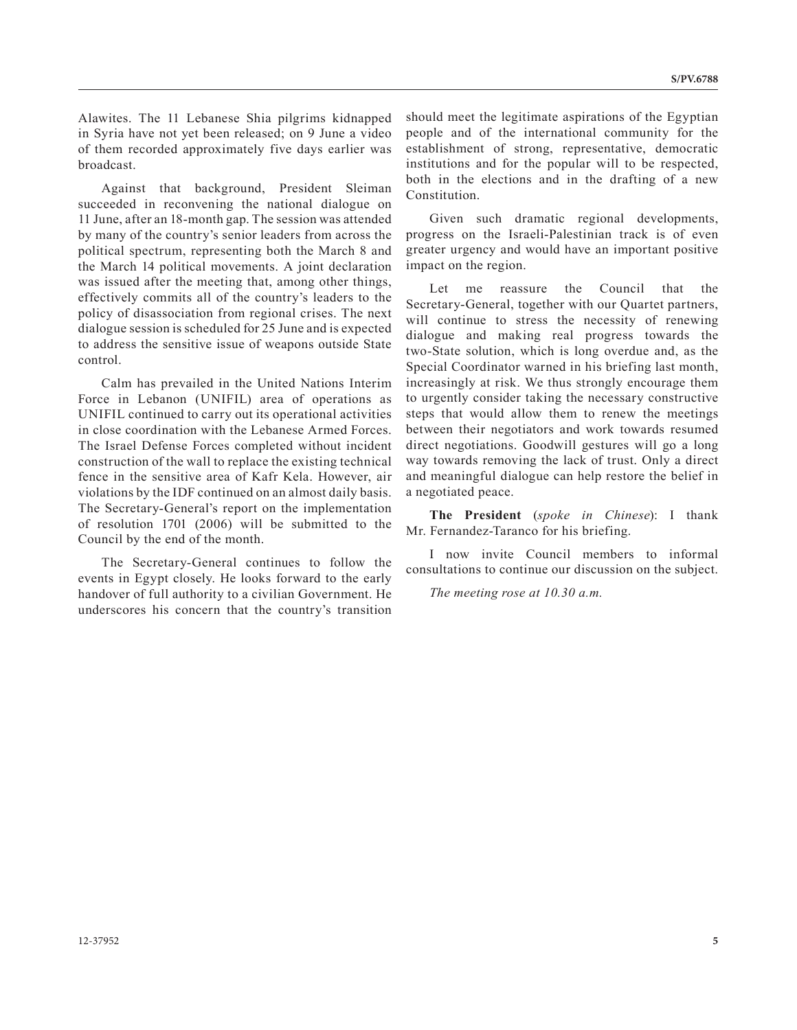Alawites. The 11 Lebanese Shia pilgrims kidnapped in Syria have not yet been released; on 9 June a video of them recorded approximately five days earlier was broadcast.

Against that background, President Sleiman succeeded in reconvening the national dialogue on 11 June, after an 18-month gap. The session was attended by many of the country's senior leaders from across the political spectrum, representing both the March 8 and the March 14 political movements. A joint declaration was issued after the meeting that, among other things, effectively commits all of the country's leaders to the policy of disassociation from regional crises. The next dialogue session is scheduled for 25 June and is expected to address the sensitive issue of weapons outside State control.

Calm has prevailed in the United Nations Interim Force in Lebanon (UNIFIL) area of operations as UNIFIL continued to carry out its operational activities in close coordination with the Lebanese Armed Forces. The Israel Defense Forces completed without incident construction of the wall to replace the existing technical fence in the sensitive area of Kafr Kela. However, air violations by the IDF continued on an almost daily basis. The Secretary-General's report on the implementation of resolution 1701 (2006) will be submitted to the Council by the end of the month.

The Secretary-General continues to follow the events in Egypt closely. He looks forward to the early handover of full authority to a civilian Government. He underscores his concern that the country's transition should meet the legitimate aspirations of the Egyptian people and of the international community for the establishment of strong, representative, democratic institutions and for the popular will to be respected, both in the elections and in the drafting of a new Constitution.

Given such dramatic regional developments, progress on the Israeli-Palestinian track is of even greater urgency and would have an important positive impact on the region.

Let me reassure the Council that the Secretary-General, together with our Quartet partners, will continue to stress the necessity of renewing dialogue and making real progress towards the two-State solution, which is long overdue and, as the Special Coordinator warned in his briefing last month, increasingly at risk. We thus strongly encourage them to urgently consider taking the necessary constructive steps that would allow them to renew the meetings between their negotiators and work towards resumed direct negotiations. Goodwill gestures will go a long way towards removing the lack of trust. Only a direct and meaningful dialogue can help restore the belief in a negotiated peace.

**The President** (*spoke in Chinese*): I thank Mr. Fernandez-Taranco for his briefing.

I now invite Council members to informal consultations to continue our discussion on the subject.

*The meeting rose at 10.30 a.m.*